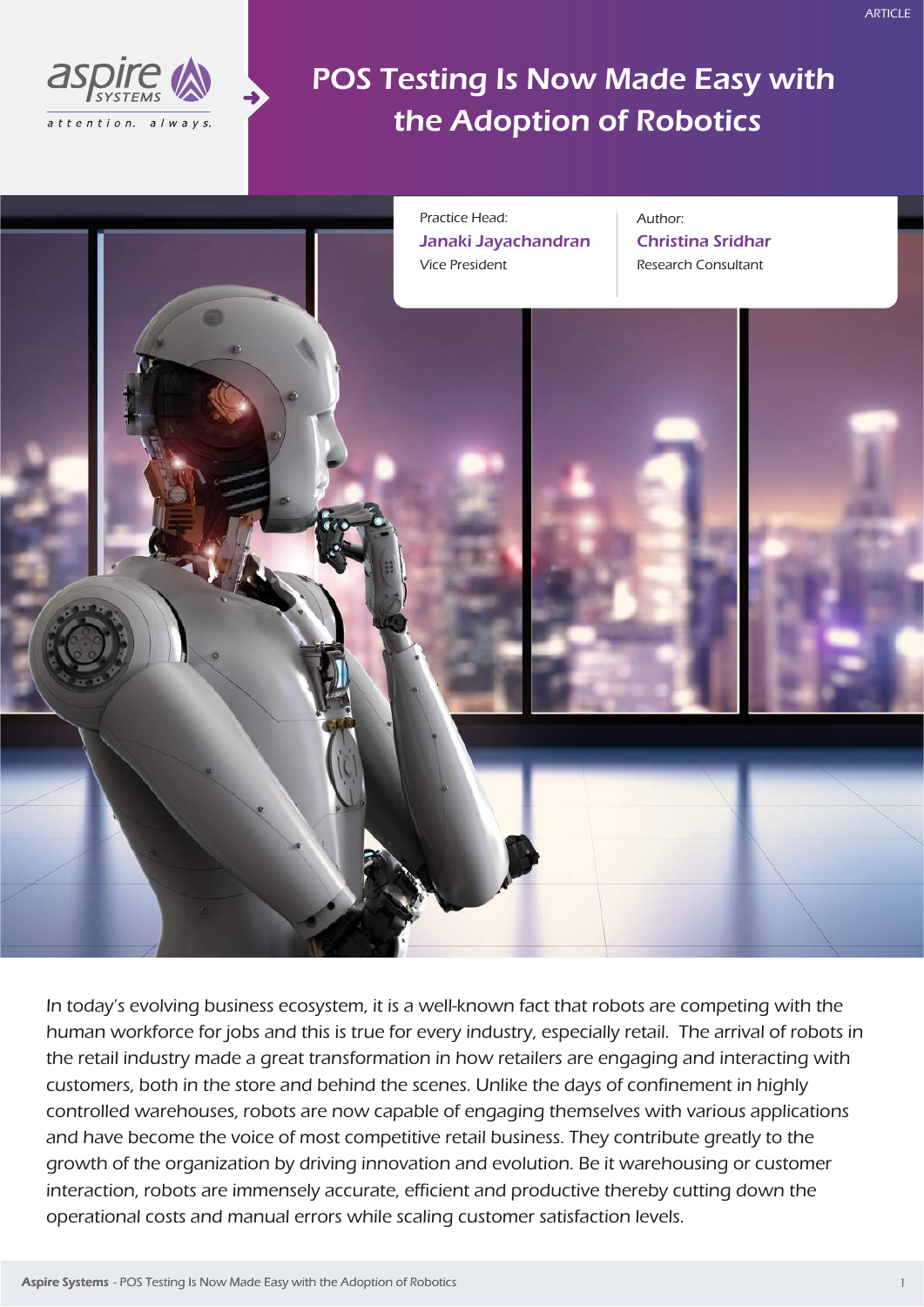ARTICLE

# POS Testing Is Now Made Easy with the Adoption of Robotics

Practice Head:
**Janaki Jayachandran**
Vice President

Author:
**Christina Sridhar**
Research Consultant

In today's evolving business ecosystem, it is a well-known fact that robots are competing with the human workforce for jobs and this is true for every industry, especially retail. The arrival of robots in the retail industry made a great transformation in how retailers are engaging and interacting with customers, both in the store and behind the scenes. Unlike the days of confinement in highly controlled warehouses, robots are now capable of engaging themselves with various applications and have become the voice of most competitive retail business. They contribute greatly to the growth of the organization by driving innovation and evolution. Be it warehousing or customer interaction, robots are immensely accurate, efficient and productive thereby cutting down the operational costs and manual errors while scaling customer satisfaction levels.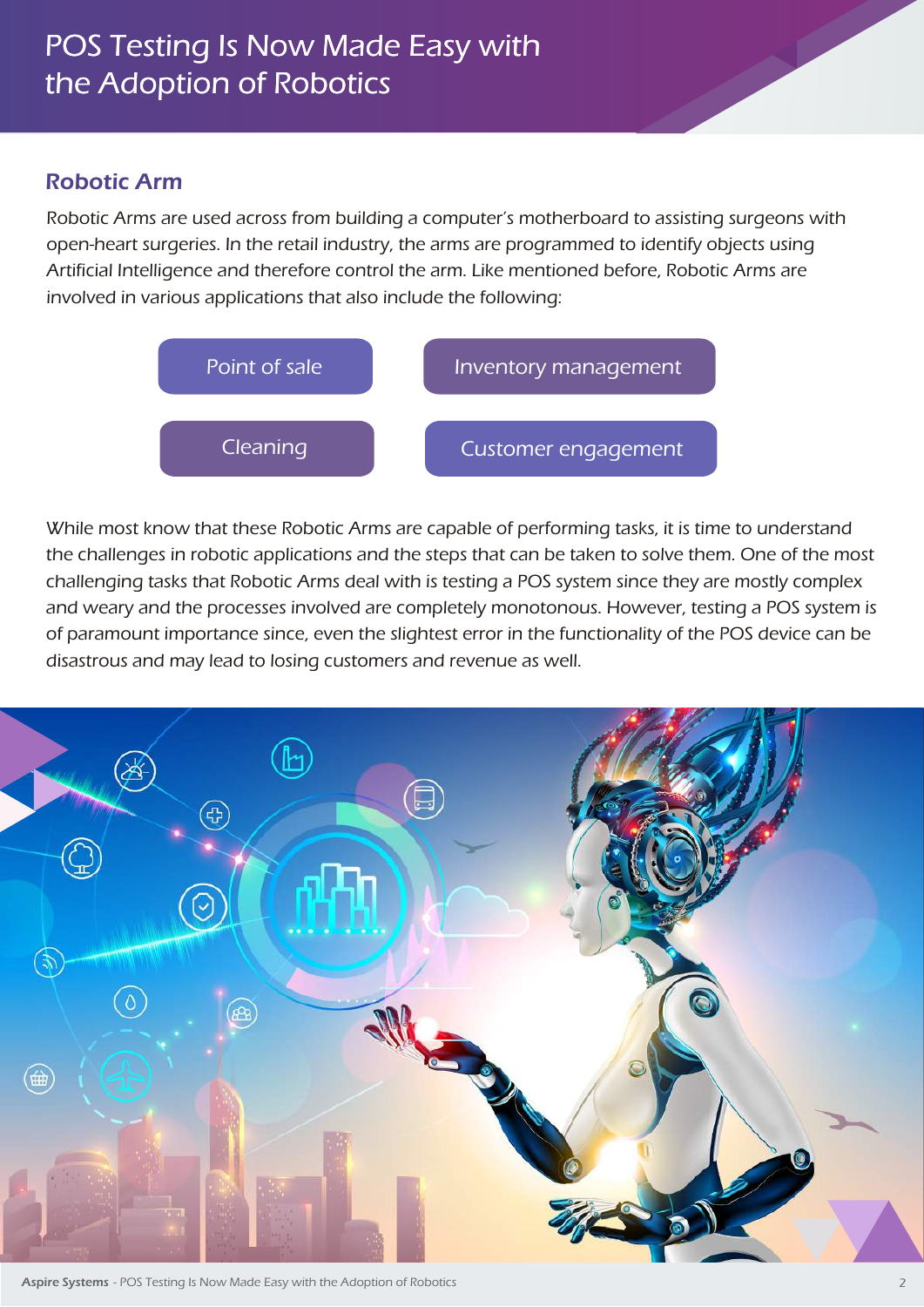# POS Testing Is Now Made Easy with the Adoption of Robotics

## Robotic Arm

Robotic Arms are used across from building a computer's motherboard to assisting surgeons with open-heart surgeries. In the retail industry, the arms are programmed to identify objects using Artificial Intelligence and therefore control the arm. Like mentioned before, Robotic Arms are involved in various applications that also include the following:

- Point of sale
- Inventory management
- Cleaning
- Customer engagement

While most know that these Robotic Arms are capable of performing tasks, it is time to understand the challenges in robotic applications and the steps that can be taken to solve them. One of the most challenging tasks that Robotic Arms deal with is testing a POS system since they are mostly complex and weary and the processes involved are completely monotonous. However, testing a POS system is of paramount importance since, even the slightest error in the functionality of the POS device can be disastrous and may lead to losing customers and revenue as well.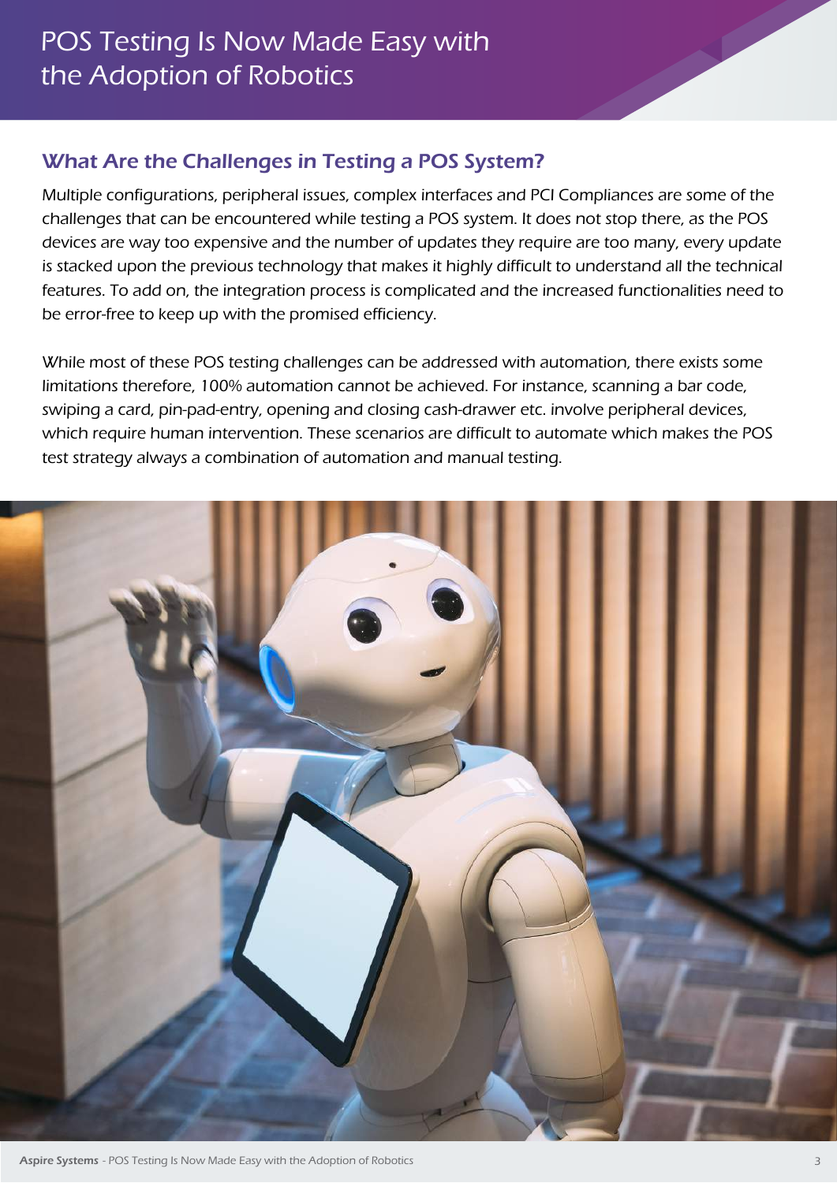## What Are the Challenges in Testing a POS System?

Multiple configurations, peripheral issues, complex interfaces and PCI Compliances are some of the challenges that can be encountered while testing a POS system. It does not stop there, as the POS devices are way too expensive and the number of updates they require are too many, every update is stacked upon the previous technology that makes it highly difficult to understand all the technical features. To add on, the integration process is complicated and the increased functionalities need to be error-free to keep up with the promised efficiency.

While most of these POS testing challenges can be addressed with automation, there exists some limitations therefore, 100% automation cannot be achieved. For instance, scanning a bar code, swiping a card, pin-pad-entry, opening and closing cash-drawer etc. involve peripheral devices, which require human intervention. These scenarios are difficult to automate which makes the POS test strategy always a combination of automation and manual testing.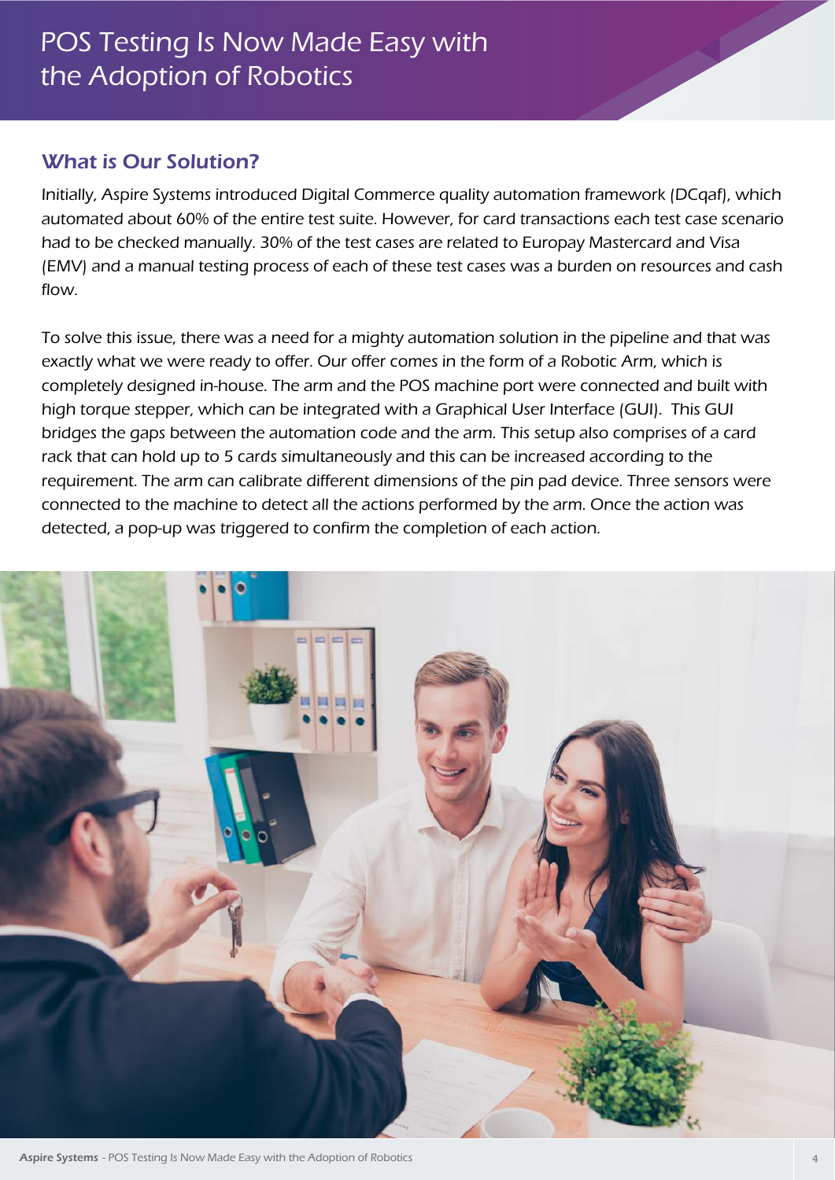# POS Testing Is Now Made Easy with the Adoption of Robotics

## What is Our Solution?

Initially, Aspire Systems introduced Digital Commerce quality automation framework (DCqaf), which automated about 60% of the entire test suite. However, for card transactions each test case scenario had to be checked manually. 30% of the test cases are related to Europay Mastercard and Visa (EMV) and a manual testing process of each of these test cases was a burden on resources and cash flow.

To solve this issue, there was a need for a mighty automation solution in the pipeline and that was exactly what we were ready to offer. Our offer comes in the form of a Robotic Arm, which is completely designed in-house. The arm and the POS machine port were connected and built with high torque stepper, which can be integrated with a Graphical User Interface (GUI). This GUI bridges the gaps between the automation code and the arm. This setup also comprises of a card rack that can hold up to 5 cards simultaneously and this can be increased according to the requirement. The arm can calibrate different dimensions of the pin pad device. Three sensors were connected to the machine to detect all the actions performed by the arm. Once the action was detected, a pop-up was triggered to confirm the completion of each action.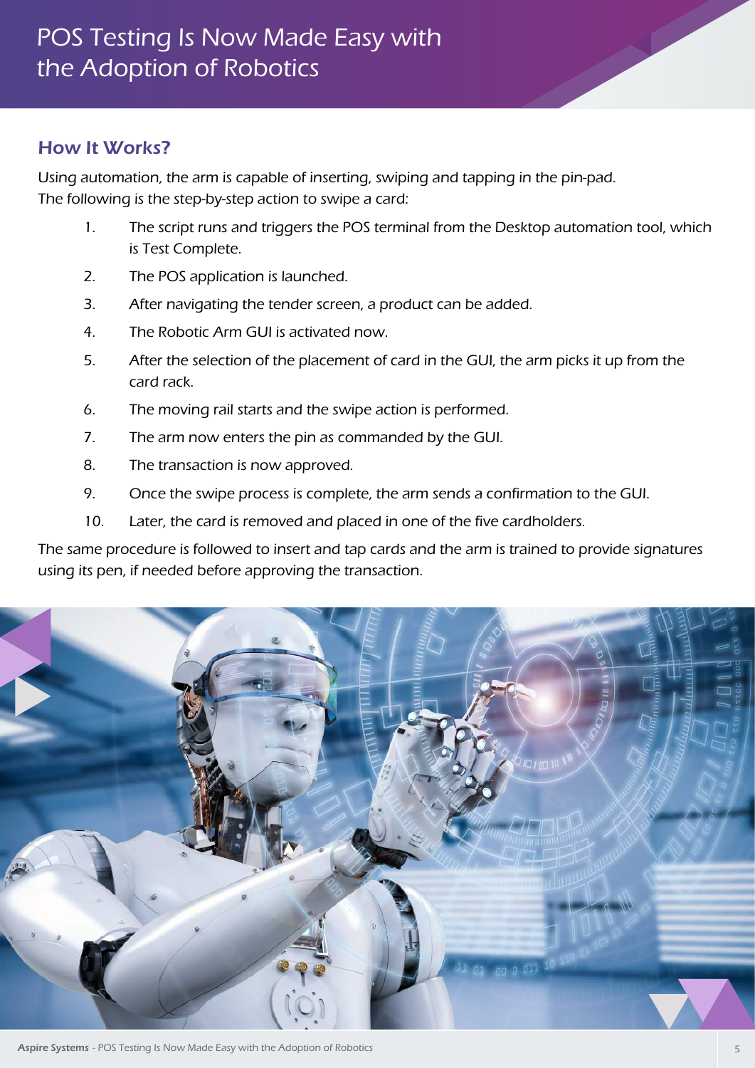# POS Testing Is Now Made Easy with the Adoption of Robotics

## How It Works?

Using automation, the arm is capable of inserting, swiping and tapping in the pin-pad.
The following is the step-by-step action to swipe a card:

1. The script runs and triggers the POS terminal from the Desktop automation tool, which is Test Complete.
2. The POS application is launched.
3. After navigating the tender screen, a product can be added.
4. The Robotic Arm GUI is activated now.
5. After the selection of the placement of card in the GUI, the arm picks it up from the card rack.
6. The moving rail starts and the swipe action is performed.
7. The arm now enters the pin as commanded by the GUI.
8. The transaction is now approved.
9. Once the swipe process is complete, the arm sends a confirmation to the GUI.
10. Later, the card is removed and placed in one of the five cardholders.

The same procedure is followed to insert and tap cards and the arm is trained to provide signatures using its pen, if needed before approving the transaction.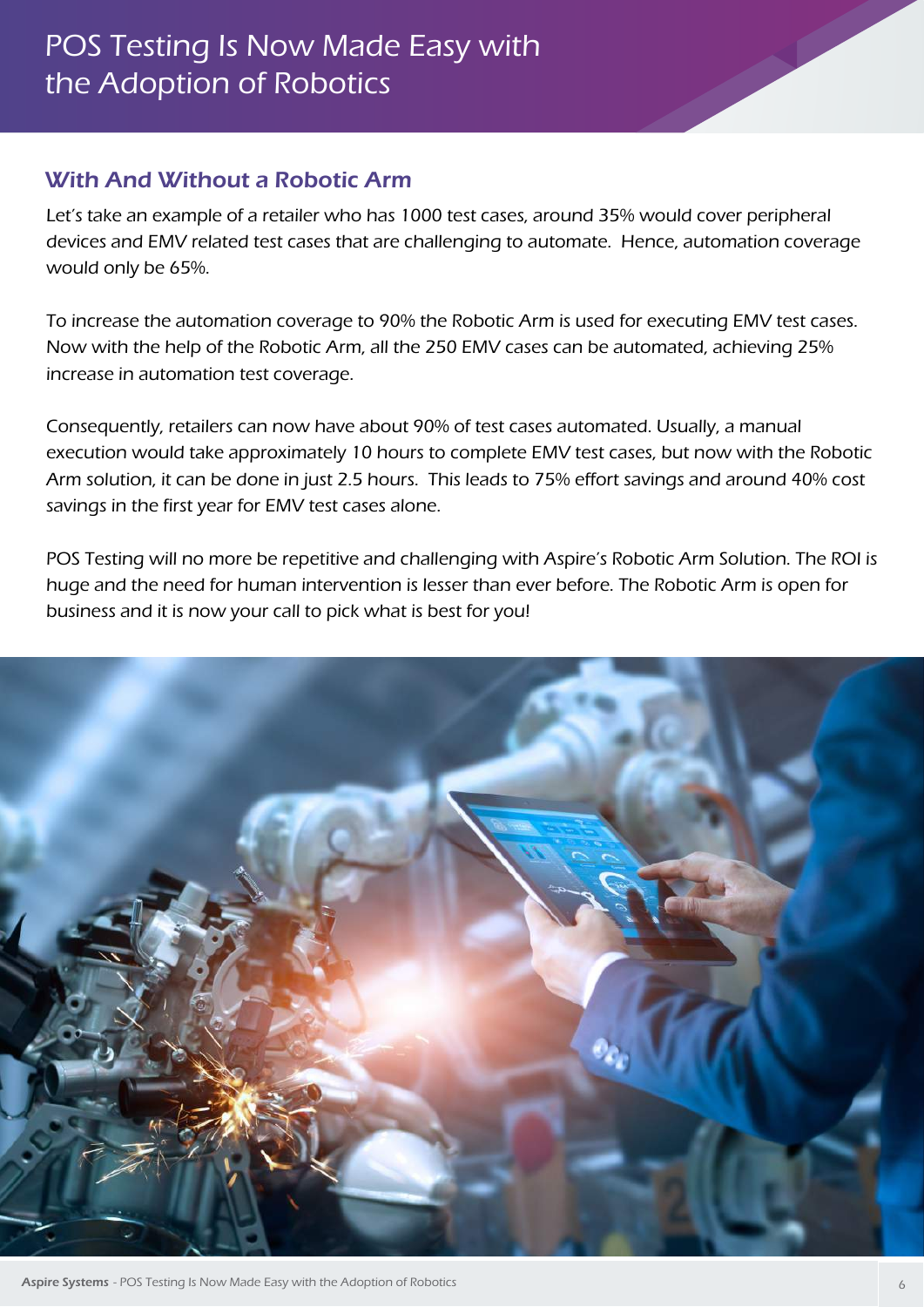# POS Testing Is Now Made Easy with the Adoption of Robotics

## With And Without a Robotic Arm

Let's take an example of a retailer who has 1000 test cases, around 35% would cover peripheral devices and EMV related test cases that are challenging to automate. Hence, automation coverage would only be 65%.

To increase the automation coverage to 90% the Robotic Arm is used for executing EMV test cases. Now with the help of the Robotic Arm, all the 250 EMV cases can be automated, achieving 25% increase in automation test coverage.

Consequently, retailers can now have about 90% of test cases automated. Usually, a manual execution would take approximately 10 hours to complete EMV test cases, but now with the Robotic Arm solution, it can be done in just 2.5 hours. This leads to 75% effort savings and around 40% cost savings in the first year for EMV test cases alone.

POS Testing will no more be repetitive and challenging with Aspire's Robotic Arm Solution. The ROI is huge and the need for human intervention is lesser than ever before. The Robotic Arm is open for business and it is now your call to pick what is best for you!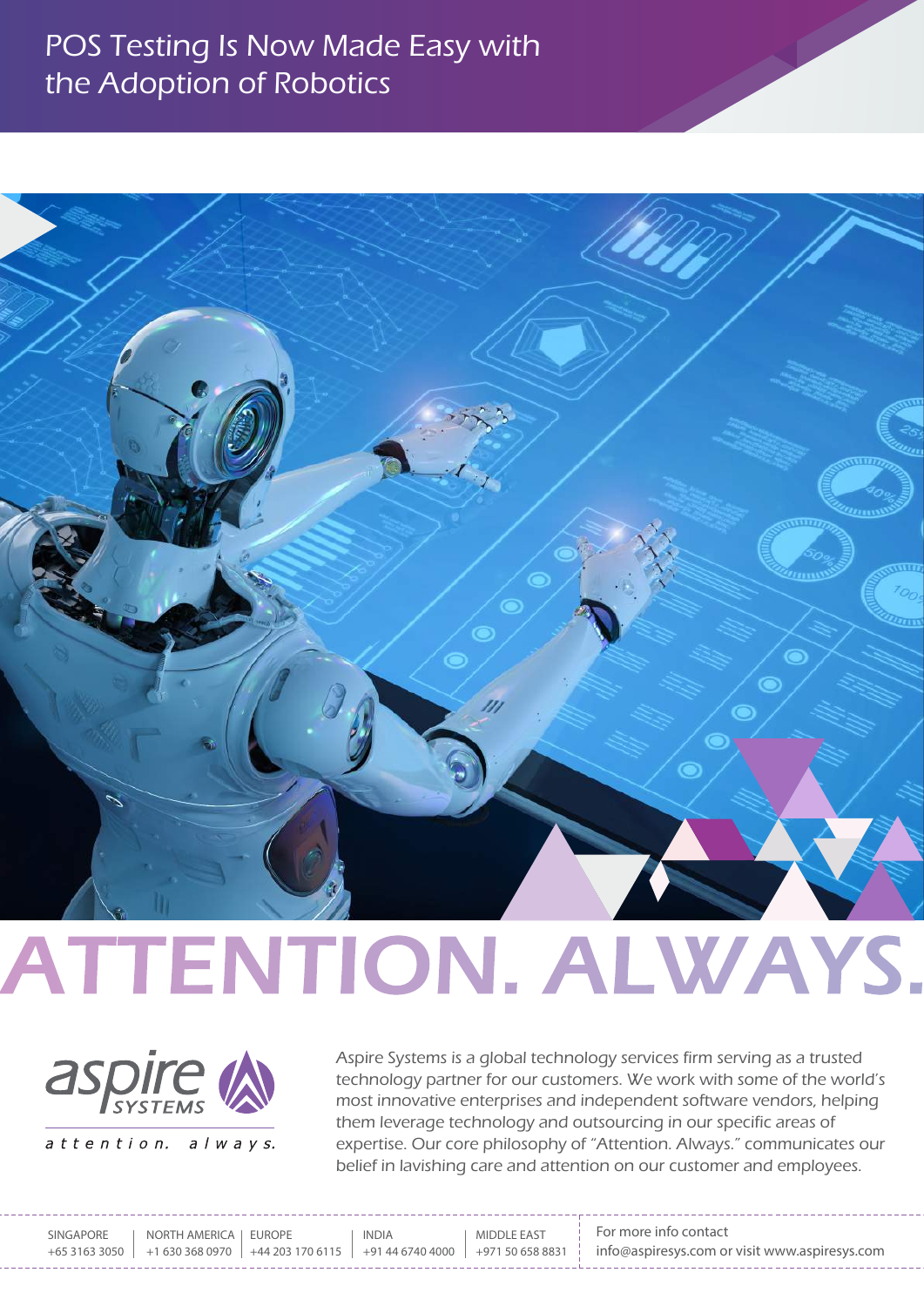# POS Testing Is Now Made Easy with the Adoption of Robotics

ATTENTION. ALWAYS.

aspire SYSTEMS

attention. always.

*Aspire Systems is a global technology services firm serving as a trusted technology partner for our customers. We work with some of the world's most innovative enterprises and independent software vendors, helping them leverage technology and outsourcing in our specific areas of expertise. Our core philosophy of "Attention. Always." communicates our belief in lavishing care and attention on our customer and employees.*

| SINGAPORE | NORTH AMERICA | EUROPE | INDIA | MIDDLE EAST |
|---|---|---|---|---|
| +65 3163 3050 | +1 630 368 0970 | +44 203 170 6115 | +91 44 6740 4000 | +971 50 658 8831 |

For more info contact info@aspiresys.com or visit www.aspiresys.com